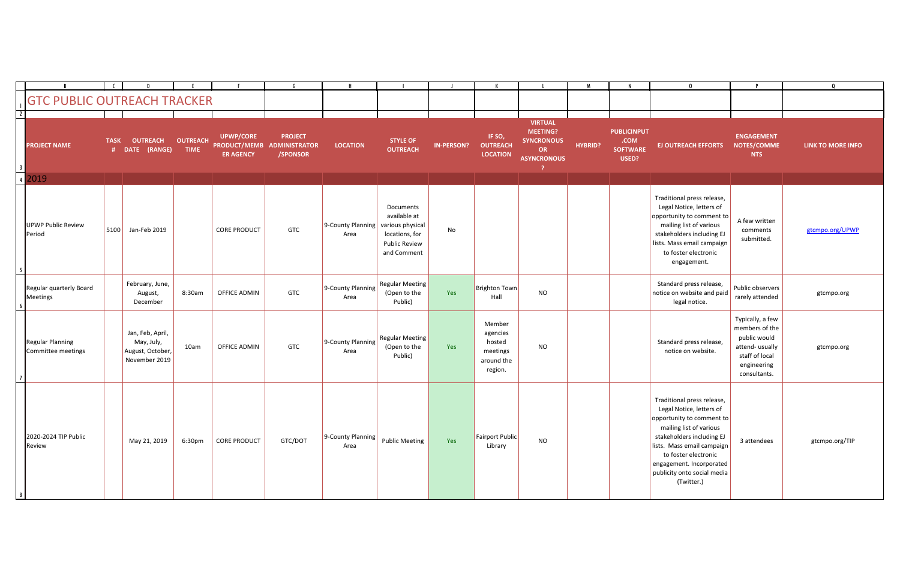# GTC PUBLIC OUTREACH TRACKER

| PROJECT NAME | TASK # | OUTREACH DATE (RANGE) | OUTREACH TIME | UPWP/CORE PRODUCT/MEMBER AGENCY | PROJECT ADMINISTRATOR /SPONSOR | LOCATION | STYLE OF OUTREACH | IN-PERSON? | IF SO, OUTREACH LOCATION | VIRTUAL MEETING? SYNCRONOUS OR ASYNCRONOUS? | HYBRID? | PUBLICINPUT.COM SOFTWARE USED? | EJ OUTREACH EFFORTS | ENGAGEMENT NOTES/COMMENTS | LINK TO MORE INFO |
|---|---|---|---|---|---|---|---|---|---|---|---|---|---|---|---|
| **2019** | | | | | | | | | | | | | | | |
| UPWP Public Review Period | 5100 | Jan-Feb 2019 | | CORE PRODUCT | GTC | 9-County Planning Area | Documents available at various physical locations, for Public Review and Comment | No | | | | | Traditional press release, Legal Notice, letters of opportunity to comment to mailing list of various stakeholders including EJ lists. Mass email campaign to foster electronic engagement. | A few written comments submitted. | gtcmpo.org/UPWP |
| Regular quarterly Board Meetings | | February, June, August, December | 8:30am | OFFICE ADMIN | GTC | 9-County Planning Area | Regular Meeting (Open to the Public) | Yes | Brighton Town Hall | NO | | | Standard press release, notice on website and paid legal notice. | Public observers rarely attended | gtcmpo.org |
| Regular Planning Committee meetings | | Jan, Feb, April, May, July, August, October, November 2019 | 10am | OFFICE ADMIN | GTC | 9-County Planning Area | Regular Meeting (Open to the Public) | Yes | Member agencies hosted meetings around the region. | NO | | | Standard press release, notice on website. | Typically, a few members of the public would attend- usually staff of local engineering consultants. | gtcmpo.org |
| 2020-2024 TIP Public Review | | May 21, 2019 | 6:30pm | CORE PRODUCT | GTC/DOT | 9-County Planning Area | Public Meeting | Yes | Fairport Public Library | NO | | | Traditional press release, Legal Notice, letters of opportunity to comment to mailing list of various stakeholders including EJ lists. Mass email campaign to foster electronic engagement. Incorporated publicity onto social media (Twitter.) | 3 attendees | gtcmpo.org/TIP |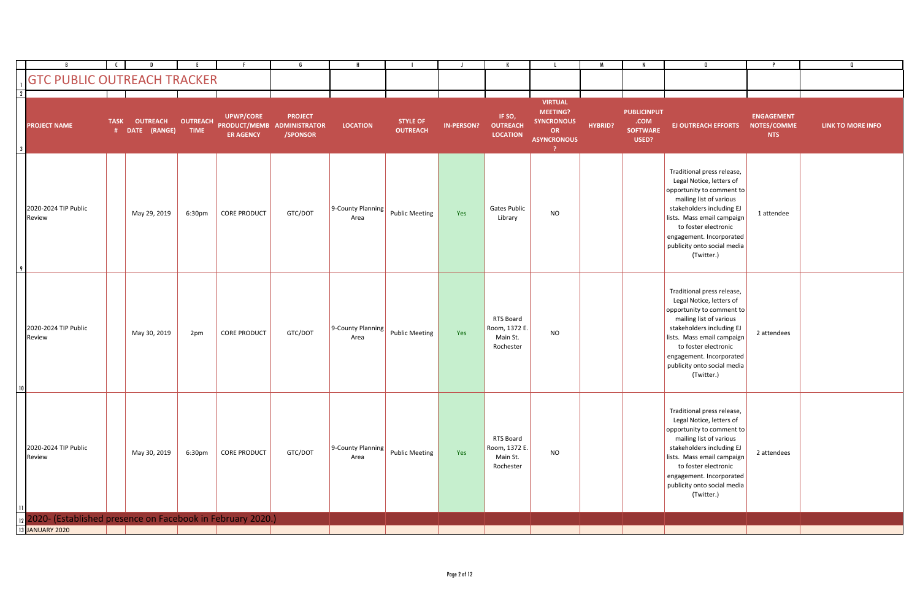# GTC PUBLIC OUTREACH TRACKER

| PROJECT NAME | TASK # | OUTREACH DATE (RANGE) | OUTREACH TIME | UPWP/CORE PRODUCT/MEMBER AGENCY | PROJECT ADMINISTRATOR /SPONSOR | LOCATION | STYLE OF OUTREACH | IN-PERSON? | IF SO, OUTREACH LOCATION | VIRTUAL MEETING? SYNCRONOUS OR ASYNCRONOUS ? | HYBRID? | PUBLICINPUT .COM SOFTWARE USED? | EJ OUTREACH EFFORTS | ENGAGEMENT NOTES/COMMENTS | LINK TO MORE INFO |
|---|---|---|---|---|---|---|---|---|---|---|---|---|---|---|---|
| 2020-2024 TIP Public Review | | May 29, 2019 | 6:30pm | CORE PRODUCT | GTC/DOT | 9-County Planning Area | Public Meeting | Yes | Gates Public Library | NO | | | Traditional press release, Legal Notice, letters of opportunity to comment to mailing list of various stakeholders including EJ lists. Mass email campaign to foster electronic engagement. Incorporated publicity onto social media (Twitter.) | 1 attendee | |
| 2020-2024 TIP Public Review | | May 30, 2019 | 2pm | CORE PRODUCT | GTC/DOT | 9-County Planning Area | Public Meeting | Yes | RTS Board Room, 1372 E. Main St. Rochester | NO | | | Traditional press release, Legal Notice, letters of opportunity to comment to mailing list of various stakeholders including EJ lists. Mass email campaign to foster electronic engagement. Incorporated publicity onto social media (Twitter.) | 2 attendees | |
| 2020-2024 TIP Public Review | | May 30, 2019 | 6:30pm | CORE PRODUCT | GTC/DOT | 9-County Planning Area | Public Meeting | Yes | RTS Board Room, 1372 E. Main St. Rochester | NO | | | Traditional press release, Legal Notice, letters of opportunity to comment to mailing list of various stakeholders including EJ lists. Mass email campaign to foster electronic engagement. Incorporated publicity onto social media (Twitter.) | 2 attendees | |
| **2020- (Established presence on Facebook in February 2020.)** | | | | | | | | | | | | | | | |
| JANUARY 2020 | | | | | | | | | | | | | | | |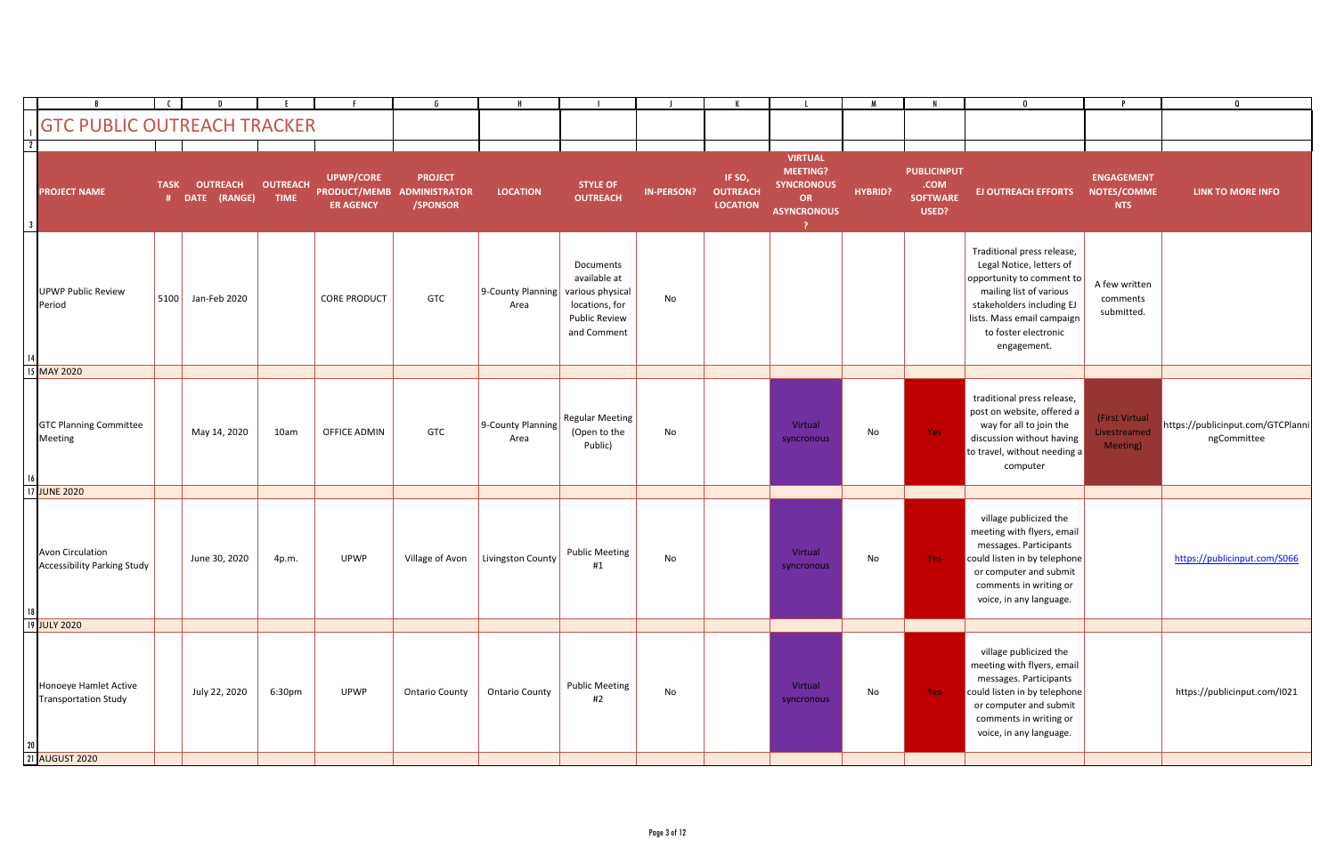# GTC PUBLIC OUTREACH TRACKER

| PROJECT NAME | TASK # | OUTREACH DATE (RANGE) | OUTREACH TIME | UPWP/CORE PRODUCT/MEMBER AGENCY | PROJECT ADMINISTRATOR /SPONSOR | LOCATION | STYLE OF OUTREACH | IN-PERSON? | IF SO, OUTREACH LOCATION | VIRTUAL MEETING? SYNCRONOUS OR ASYNCRONOUS ? | HYBRID? | PUBLICINPUT .COM SOFTWARE USED? | EJ OUTREACH EFFORTS | ENGAGEMENT NOTES/COMMENTS | LINK TO MORE INFO |
|---|---|---|---|---|---|---|---|---|---|---|---|---|---|---|---|
| UPWP Public Review Period | 5100 | Jan-Feb 2020 | | CORE PRODUCT | GTC | 9-County Planning Area | Documents available at various physical locations, for Public Review and Comment | No | | | | | Traditional press release, Legal Notice, letters of opportunity to comment to mailing list of various stakeholders including EJ lists. Mass email campaign to foster electronic engagement. | A few written comments submitted. | |
| MAY 2020 | | | | | | | | | | | | | | | |
| GTC Planning Committee Meeting | | May 14, 2020 | 10am | OFFICE ADMIN | GTC | 9-County Planning Area | Regular Meeting (Open to the Public) | No | | Virtual syncronous | No | Yes | traditional press release, post on website, offered a way for all to join the discussion without having to travel, without needing a computer | (First Virtual Livestreamed Meeting) | https://publicinput.com/GTCPlanningCommittee |
| JUNE 2020 | | | | | | | | | | | | | | | |
| Avon Circulation Accessibility Parking Study | | June 30, 2020 | 4p.m. | UPWP | Village of Avon | Livingston County | Public Meeting #1 | No | | Virtual syncronous | No | Yes | village publicized the meeting with flyers, email messages. Participants could listen in by telephone or computer and submit comments in writing or voice, in any language. | | https://publicinput.com/S066 |
| JULY 2020 | | | | | | | | | | | | | | | |
| Honoeye Hamlet Active Transportation Study | | July 22, 2020 | 6:30pm | UPWP | Ontario County | Ontario County | Public Meeting #2 | No | | Virtual syncronous | No | Yes | village publicized the meeting with flyers, email messages. Participants could listen in by telephone or computer and submit comments in writing or voice, in any language. | | https://publicinput.com/I021 |
| AUGUST 2020 | | | | | | | | | | | | | | | |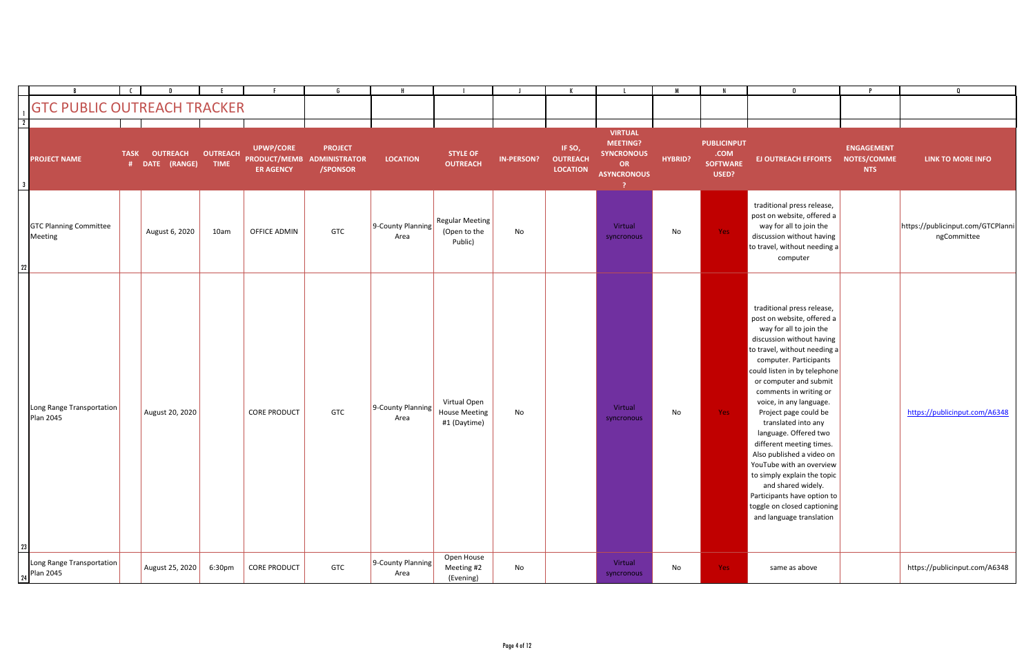# GTC PUBLIC OUTREACH TRACKER

| PROJECT NAME | TASK # | OUTREACH DATE (RANGE) | OUTREACH TIME | UPWP/CORE PRODUCT/MEMBER AGENCY | PROJECT ADMINISTRATOR /SPONSOR | LOCATION | STYLE OF OUTREACH | IN-PERSON? | IF SO, OUTREACH LOCATION | VIRTUAL MEETING? SYNCRONOUS OR ASYNCRONOUS? | HYBRID? | PUBLICINPUT.COM SOFTWARE USED? | EJ OUTREACH EFFORTS | ENGAGEMENT NOTES/COMMENTS | LINK TO MORE INFO |
|---|---|---|---|---|---|---|---|---|---|---|---|---|---|---|---|
| GTC Planning Committee Meeting | | August 6, 2020 | 10am | OFFICE ADMIN | GTC | 9-County Planning Area | Regular Meeting (Open to the Public) | No | | Virtual syncronous | No | Yes | traditional press release, post on website, offered a way for all to join the discussion without having to travel, without needing a computer | | https://publicinput.com/GTCPlanningCommittee |
| Long Range Transportation Plan 2045 | | August 20, 2020 | | CORE PRODUCT | GTC | 9-County Planning Area | Virtual Open House Meeting #1 (Daytime) | No | | Virtual syncronous | No | Yes | traditional press release, post on website, offered a way for all to join the discussion without having to travel, without needing a computer. Participants could listen in by telephone or computer and submit comments in writing or voice, in any language. Project page could be translated into any language. Offered two different meeting times. Also published a video on YouTube with an overview to simply explain the topic and shared widely. Participants have option to toggle on closed captioning and language translation | | https://publicinput.com/A6348 |
| Long Range Transportation Plan 2045 | | August 25, 2020 | 6:30pm | CORE PRODUCT | GTC | 9-County Planning Area | Open House Meeting #2 (Evening) | No | | Virtual syncronous | No | Yes | same as above | | https://publicinput.com/A6348 |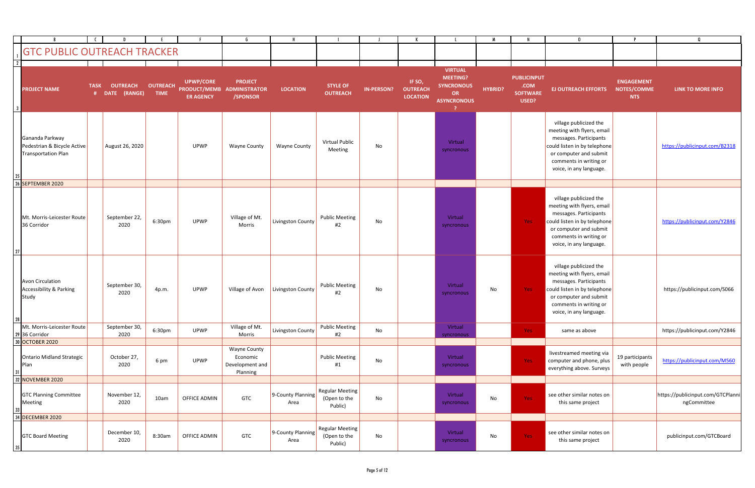# GTC PUBLIC OUTREACH TRACKER

| PROJECT NAME | TASK # | OUTREACH DATE (RANGE) | OUTREACH TIME | UPWP/CORE PRODUCT/MEMBER AGENCY | PROJECT ADMINISTRATOR /SPONSOR | LOCATION | STYLE OF OUTREACH | IN-PERSON? | IF SO, OUTREACH LOCATION | VIRTUAL MEETING? SYNCRONOUS OR ASYNCRONOUS ? | HYBRID? | PUBLICINPUT .COM SOFTWARE USED? | EJ OUTREACH EFFORTS | ENGAGEMENT NOTES/COMMENTS | LINK TO MORE INFO |
|---|---|---|---|---|---|---|---|---|---|---|---|---|---|---|---|
| Gananda Parkway Pedestrian & Bicycle Active Transportation Plan | | August 26, 2020 | | UPWP | Wayne County | Wayne County | Virtual Public Meeting | No | | Virtual syncronous | | | village publicized the meeting with flyers, email messages. Participants could listen in by telephone or computer and submit comments in writing or voice, in any language. | | https://publicinput.com/B2318 |
| SEPTEMBER 2020 | | | | | | | | | | | | | | | |
| Mt. Morris-Leicester Route 36 Corridor | | September 22, 2020 | 6:30pm | UPWP | Village of Mt. Morris | Livingston County | Public Meeting #2 | No | | Virtual syncronous | | Yes | village publicized the meeting with flyers, email messages. Participants could listen in by telephone or computer and submit comments in writing or voice, in any language. | | https://publicinput.com/Y2846 |
| Avon Circulation Accessibility & Parking Study | | September 30, 2020 | 4p.m. | UPWP | Village of Avon | Livingston County | Public Meeting #2 | No | | Virtual syncronous | No | Yes | village publicized the meeting with flyers, email messages. Participants could listen in by telephone or computer and submit comments in writing or voice, in any language. | | https://publicinput.com/S066 |
| Mt. Morris-Leicester Route 36 Corridor | | September 30, 2020 | 6:30pm | UPWP | Village of Mt. Morris | Livingston County | Public Meeting #2 | No | | Virtual syncronous | | Yes | same as above | | https://publicinput.com/Y2846 |
| OCTOBER 2020 | | | | | | | | | | | | | | | |
| Ontario Midland Strategic Plan | | October 27, 2020 | 6 pm | UPWP | Wayne County Economic Development and Planning | | Public Meeting #1 | No | | Virtual syncronous | | Yes | livestreamed meeting via computer and phone, plus everything above. Surveys | 19 participants with people | https://publicinput.com/M560 |
| NOVEMBER 2020 | | | | | | | | | | | | | | | |
| GTC Planning Committee Meeting | | November 12, 2020 | 10am | OFFICE ADMIN | GTC | 9-County Planning Area | Regular Meeting (Open to the Public) | No | | Virtual syncronous | No | Yes | see other similar notes on this same project | | https://publicinput.com/GTCPlanningCommittee |
| DECEMBER 2020 | | | | | | | | | | | | | | | |
| GTC Board Meeting | | December 10, 2020 | 8:30am | OFFICE ADMIN | GTC | 9-County Planning Area | Regular Meeting (Open to the Public) | No | | Virtual syncronous | No | Yes | see other similar notes on this same project | | publicinput.com/GTCBoard |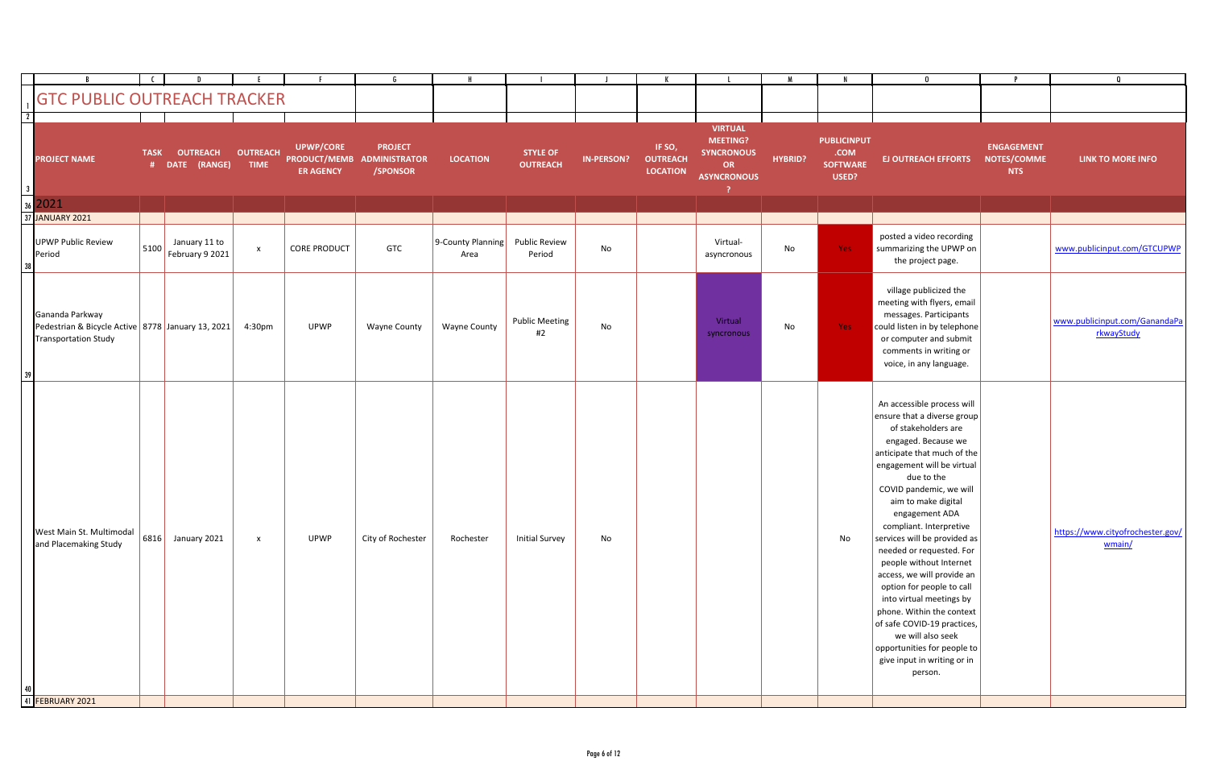# GTC PUBLIC OUTREACH TRACKER

| PROJECT NAME | TASK # | OUTREACH DATE (RANGE) | OUTREACH TIME | UPWP/CORE PRODUCT/MEMBER AGENCY | PROJECT ADMINISTRATOR /SPONSOR | LOCATION | STYLE OF OUTREACH | IN-PERSON? | IF SO, OUTREACH LOCATION | VIRTUAL MEETING? SYNCRONOUS OR ASYNCRONOUS ? | HYBRID? | PUBLICINPUT .COM SOFTWARE USED? | EJ OUTREACH EFFORTS | ENGAGEMENT NOTES/COMMENTS | LINK TO MORE INFO |
|---|---|---|---|---|---|---|---|---|---|---|---|---|---|---|---|
| 2021 | | | | | | | | | | | | | | | |
| JANUARY 2021 | | | | | | | | | | | | | | | |
| UPWP Public Review Period | 5100 | January 11 to February 9 2021 | x | CORE PRODUCT | GTC | 9-County Planning Area | Public Review Period | No | | Virtual- asyncronous | No | Yes | posted a video recording summarizing the UPWP on the project page. | | www.publicinput.com/GTCUPWP |
| Gananda Parkway Pedestrian & Bicycle Active Transportation Study | 8778 | January 13, 2021 | 4:30pm | UPWP | Wayne County | Wayne County | Public Meeting #2 | No | | Virtual syncronous | No | Yes | village publicized the meeting with flyers, email messages. Participants could listen in by telephone or computer and submit comments in writing or voice, in any language. | | www.publicinput.com/GanandaParkwayStudy |
| West Main St. Multimodal and Placemaking Study | 6816 | January 2021 | x | UPWP | City of Rochester | Rochester | Initial Survey | No | | | | No | An accessible process will ensure that a diverse group of stakeholders are engaged. Because we anticipate that much of the engagement will be virtual due to the COVID pandemic, we will aim to make digital engagement ADA compliant. Interpretive services will be provided as needed or requested. For people without Internet access, we will provide an option for people to call into virtual meetings by phone. Within the context of safe COVID-19 practices, we will also seek opportunities for people to give input in writing or in person. | | https://www.cityofrochester.gov/wmain/ |
| FEBRUARY 2021 | | | | | | | | | | | | | | | |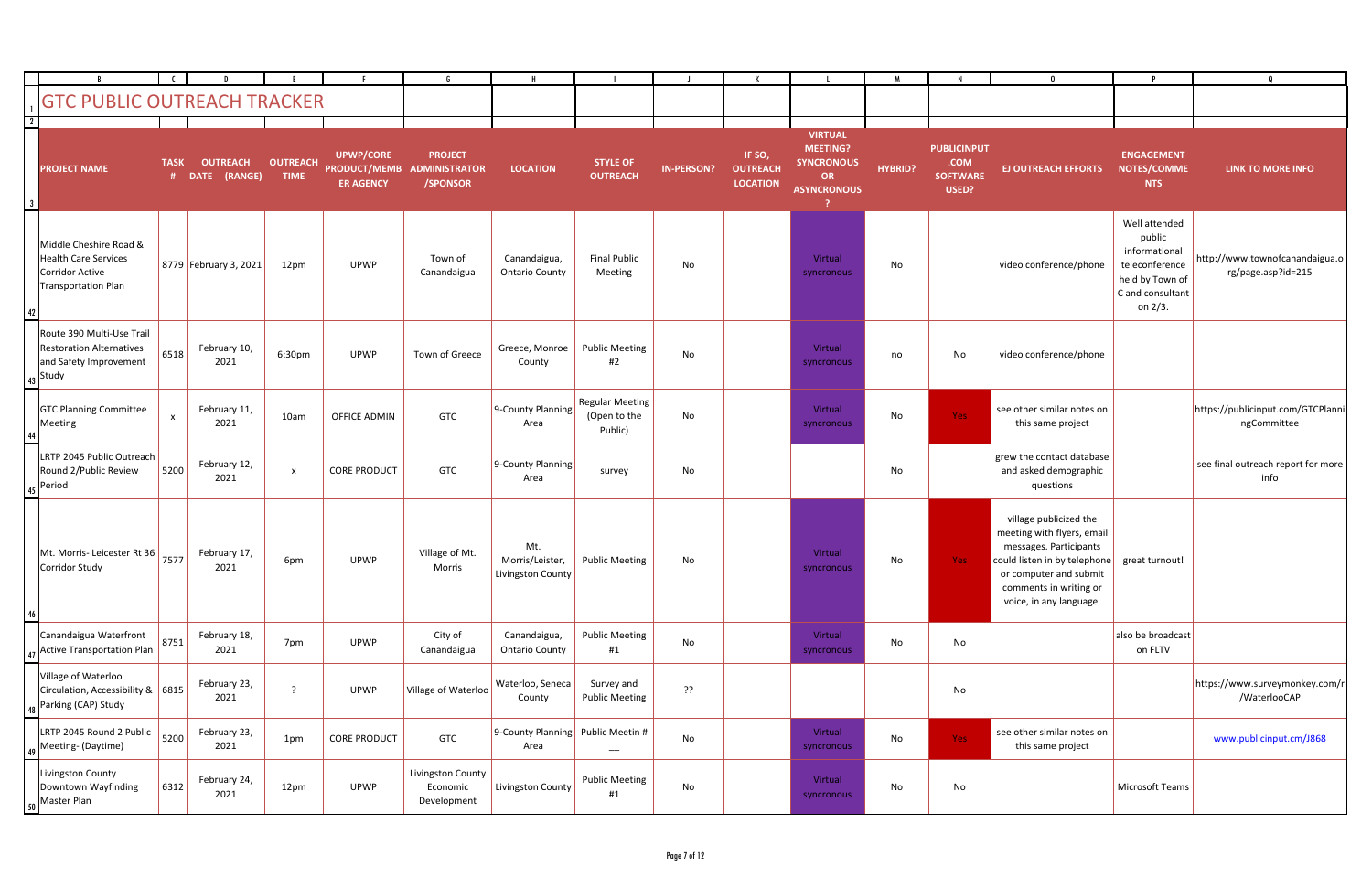# GTC PUBLIC OUTREACH TRACKER

| PROJECT NAME | TASK # | OUTREACH DATE (RANGE) | OUTREACH TIME | UPWP/CORE PRODUCT/MEMBER AGENCY | PROJECT ADMINISTRATOR /SPONSOR | LOCATION | STYLE OF OUTREACH | IN-PERSON? | IF SO, OUTREACH LOCATION | VIRTUAL MEETING? SYNCRONOUS OR ASYNCRONOUS ? | HYBRID? | PUBLICINPUT .COM SOFTWARE USED? | EJ OUTREACH EFFORTS | ENGAGEMENT NOTES/COMMENTS | LINK TO MORE INFO |
|---|---|---|---|---|---|---|---|---|---|---|---|---|---|---|---|
| Middle Cheshire Road & Health Care Services Corridor Active Transportation Plan | 8779 | February 3, 2021 | 12pm | UPWP | Town of Canandaigua | Canandaigua, Ontario County | Final Public Meeting | No | | Virtual syncronous | No | | video conference/phone | Well attended public informational teleconference held by Town of C and consultant on 2/3. | http://www.townofcanandaigua.org/page.asp?id=215 |
| Route 390 Multi-Use Trail Restoration Alternatives and Safety Improvement Study | 6518 | February 10, 2021 | 6:30pm | UPWP | Town of Greece | Greece, Monroe County | Public Meeting #2 | No | | Virtual syncronous | no | No | video conference/phone | | |
| GTC Planning Committee Meeting | x | February 11, 2021 | 10am | OFFICE ADMIN | GTC | 9-County Planning Area | Regular Meeting (Open to the Public) | No | | Virtual syncronous | No | Yes | see other similar notes on this same project | | https://publicinput.com/GTCPlanningCommittee |
| LRTP 2045 Public Outreach Round 2/Public Review Period | 5200 | February 12, 2021 | x | CORE PRODUCT | GTC | 9-County Planning Area | survey | No | | | No | | grew the contact database and asked demographic questions | | see final outreach report for more info |
| Mt. Morris- Leicester Rt 36 Corridor Study | 7577 | February 17, 2021 | 6pm | UPWP | Village of Mt. Morris | Mt. Morris/Leister, Livingston County | Public Meeting | No | | Virtual syncronous | No | Yes | village publicized the meeting with flyers, email messages. Participants could listen in by telephone or computer and submit comments in writing or voice, in any language. | great turnout! | |
| Canandaigua Waterfront Active Transportation Plan | 8751 | February 18, 2021 | 7pm | UPWP | City of Canandaigua | Canandaigua, Ontario County | Public Meeting #1 | No | | Virtual syncronous | No | No | | also be broadcast on FLTV | |
| Village of Waterloo Circulation, Accessibility & Parking (CAP) Study | 6815 | February 23, 2021 | ? | UPWP | Village of Waterloo | Waterloo, Seneca County | Survey and Public Meeting | ?? | | | | No | | | https://www.surveymonkey.com/r/WaterlooCAP |
| LRTP 2045 Round 2 Public Meeting- (Daytime) | 5200 | February 23, 2021 | 1pm | CORE PRODUCT | GTC | 9-County Planning Area | Public Meetin # __ | No | | Virtual syncronous | No | Yes | see other similar notes on this same project | | www.publicinput.com/J868 |
| Livingston County Downtown Wayfinding Master Plan | 6312 | February 24, 2021 | 12pm | UPWP | Livingston County Economic Development | Livingston County | Public Meeting #1 | No | | Virtual syncronous | No | No | | Microsoft Teams | |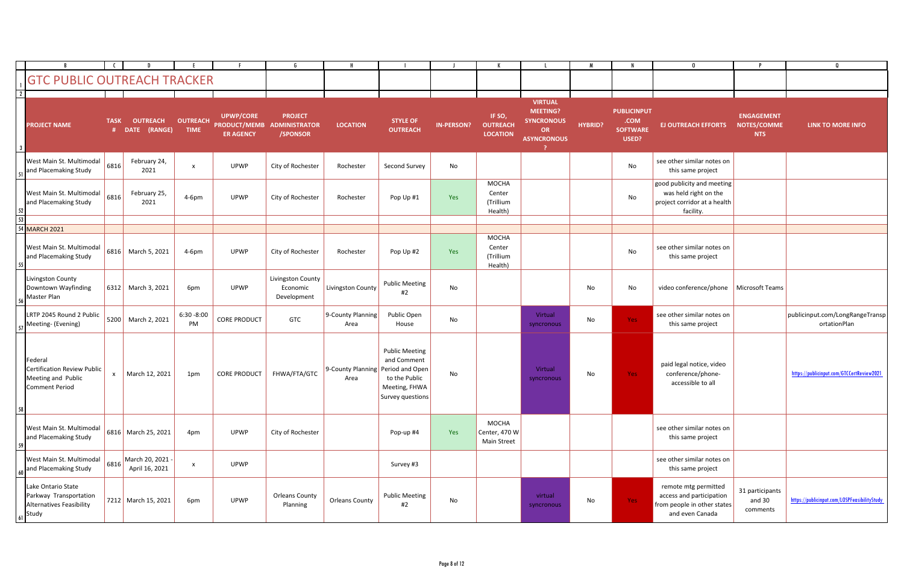# GTC PUBLIC OUTREACH TRACKER

| PROJECT NAME | TASK # | OUTREACH DATE (RANGE) | OUTREACH TIME | UPWP/CORE PRODUCT/MEMBER AGENCY | PROJECT ADMINISTRATOR /SPONSOR | LOCATION | STYLE OF OUTREACH | IN-PERSON? | IF SO, OUTREACH LOCATION | VIRTUAL MEETING? SYNCRONOUS OR ASYNCRONOUS ? | HYBRID? | PUBLICINPUT.COM SOFTWARE USED? | EJ OUTREACH EFFORTS | ENGAGEMENT NOTES/COMMENTS | LINK TO MORE INFO |
|---|---|---|---|---|---|---|---|---|---|---|---|---|---|---|---|
| West Main St. Multimodal and Placemaking Study | 6816 | February 24, 2021 | x | UPWP | City of Rochester | Rochester | Second Survey | No | | | | No | see other similar notes on this same project | | |
| West Main St. Multimodal and Placemaking Study | 6816 | February 25, 2021 | 4-6pm | UPWP | City of Rochester | Rochester | Pop Up #1 | Yes | MOCHA Center (Trillium Health) | | | No | good publicity and meeting was held right on the project corridor at a health facility. | | |
| | | | | | | | | | | | | | | | |
| MARCH 2021 | | | | | | | | | | | | | | | |
| West Main St. Multimodal and Placemaking Study | 6816 | March 5, 2021 | 4-6pm | UPWP | City of Rochester | Rochester | Pop Up #2 | Yes | MOCHA Center (Trillium Health) | | | No | see other similar notes on this same project | | |
| Livingston County Downtown Wayfinding Master Plan | 6312 | March 3, 2021 | 6pm | UPWP | Livingston County Economic Development | Livingston County | Public Meeting #2 | No | | | No | No | video conference/phone | Microsoft Teams | |
| LRTP 2045 Round 2 Public Meeting- (Evening) | 5200 | March 2, 2021 | 6:30 -8:00 PM | CORE PRODUCT | GTC | 9-County Planning Area | Public Open House | No | | Virtual syncronous | No | Yes | see other similar notes on this same project | | publicinput.com/LongRangeTransportationPlan |
| Federal Certification Review Public Meeting and Public Comment Period | x | March 12, 2021 | 1pm | CORE PRODUCT | FHWA/FTA/GTC | 9-County Planning Area | Public Meeting and Comment Period and Open to the Public Meeting, FHWA Survey questions | No | | Virtual syncronous | No | Yes | paid legal notice, video conference/phone-accessible to all | | https://publicinput.com/GTCCertReview2021 |
| West Main St. Multimodal and Placemaking Study | 6816 | March 25, 2021 | 4pm | UPWP | City of Rochester | | Pop-up #4 | Yes | MOCHA Center, 470 W Main Street | | | | see other similar notes on this same project | | |
| West Main St. Multimodal and Placemaking Study | 6816 | March 20, 2021 - April 16, 2021 | x | UPWP | | | Survey #3 | | | | | | see other similar notes on this same project | | |
| Lake Ontario State Parkway Transportation Alternatives Feasibility Study | 7212 | March 15, 2021 | 6pm | UPWP | Orleans County Planning | Orleans County | Public Meeting #2 | No | | virtual syncronous | No | Yes | remote mtg permitted access and participation from people in other states and even Canada | 31 participants and 30 comments | https://publicinput.com/LOSPFeasibilityStudy |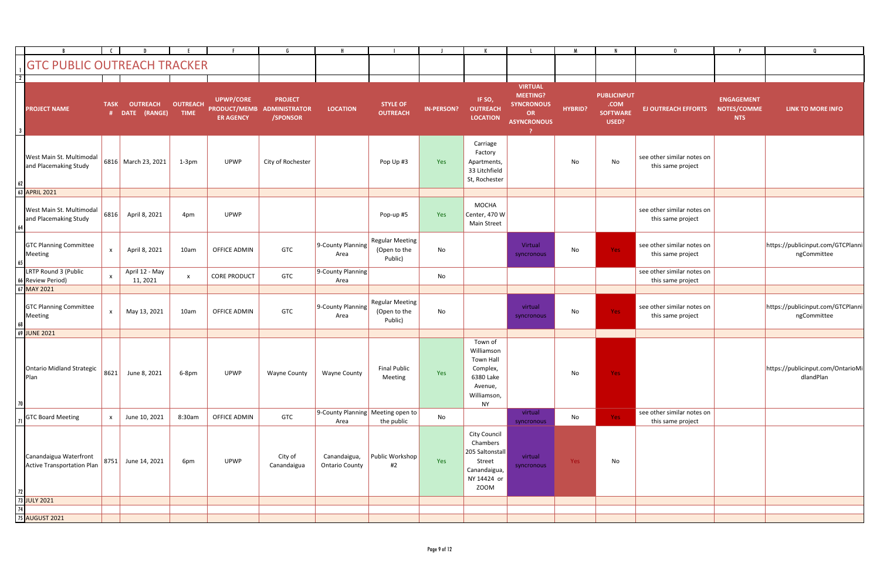# GTC PUBLIC OUTREACH TRACKER

| PROJECT NAME | TASK # | OUTREACH DATE (RANGE) | OUTREACH TIME | UPWP/CORE PRODUCT/MEMBER AGENCY | PROJECT ADMINISTRATOR /SPONSOR | LOCATION | STYLE OF OUTREACH | IN-PERSON? | IF SO, OUTREACH LOCATION | VIRTUAL MEETING? SYNCRONOUS OR ASYNCRONOUS? | HYBRID? | PUBLICINPUT.COM SOFTWARE USED? | EJ OUTREACH EFFORTS | ENGAGEMENT NOTES/COMMENTS | LINK TO MORE INFO |
|---|---|---|---|---|---|---|---|---|---|---|---|---|---|---|---|
| West Main St. Multimodal and Placemaking Study | 6816 | March 23, 2021 | 1-3pm | UPWP | City of Rochester | | Pop Up #3 | Yes | Carriage Factory Apartments, 33 Litchfield St, Rochester | | No | No | see other similar notes on this same project | | |
| APRIL 2021 | | | | | | | | | | | | | | | |
| West Main St. Multimodal and Placemaking Study | 6816 | April 8, 2021 | 4pm | UPWP | | | Pop-up #5 | Yes | MOCHA Center, 470 W Main Street | | | | see other similar notes on this same project | | |
| GTC Planning Committee Meeting | x | April 8, 2021 | 10am | OFFICE ADMIN | GTC | 9-County Planning Area | Regular Meeting (Open to the Public) | No | | Virtual syncronous | No | Yes | see other similar notes on this same project | | https://publicinput.com/GTCPlanningCommittee |
| LRTP Round 3 (Public Review Period) | x | April 12 - May 11, 2021 | x | CORE PRODUCT | GTC | 9-County Planning Area | | No | | | | | see other similar notes on this same project | | |
| MAY 2021 | | | | | | | | | | | | | | | |
| GTC Planning Committee Meeting | x | May 13, 2021 | 10am | OFFICE ADMIN | GTC | 9-County Planning Area | Regular Meeting (Open to the Public) | No | | virtual syncronous | No | Yes | see other similar notes on this same project | | https://publicinput.com/GTCPlanningCommittee |
| JUNE 2021 | | | | | | | | | | | | | | | |
| Ontario Midland Strategic Plan | 8621 | June 8, 2021 | 6-8pm | UPWP | Wayne County | Wayne County | Final Public Meeting | Yes | Town of Williamson Town Hall Complex, 6380 Lake Avenue, Williamson, NY | | No | Yes | | | https://publicinput.com/OntarioMidlandPlan |
| GTC Board Meeting | x | June 10, 2021 | 8:30am | OFFICE ADMIN | GTC | 9-County Planning Area | Meeting open to the public | No | | virtual syncronous | No | Yes | see other similar notes on this same project | | |
| Canandaigua Waterfront Active Transportation Plan | 8751 | June 14, 2021 | 6pm | UPWP | City of Canandaigua | Canandaigua, Ontario County | Public Workshop #2 | Yes | City Council Chambers 205 Saltonstall Street Canandaigua, NY 14424 or ZOOM | virtual syncronous | Yes | No | | | |
| JULY 2021 | | | | | | | | | | | | | | | |
| | | | | | | | | | | | | | | | |
| AUGUST 2021 | | | | | | | | | | | | | | | |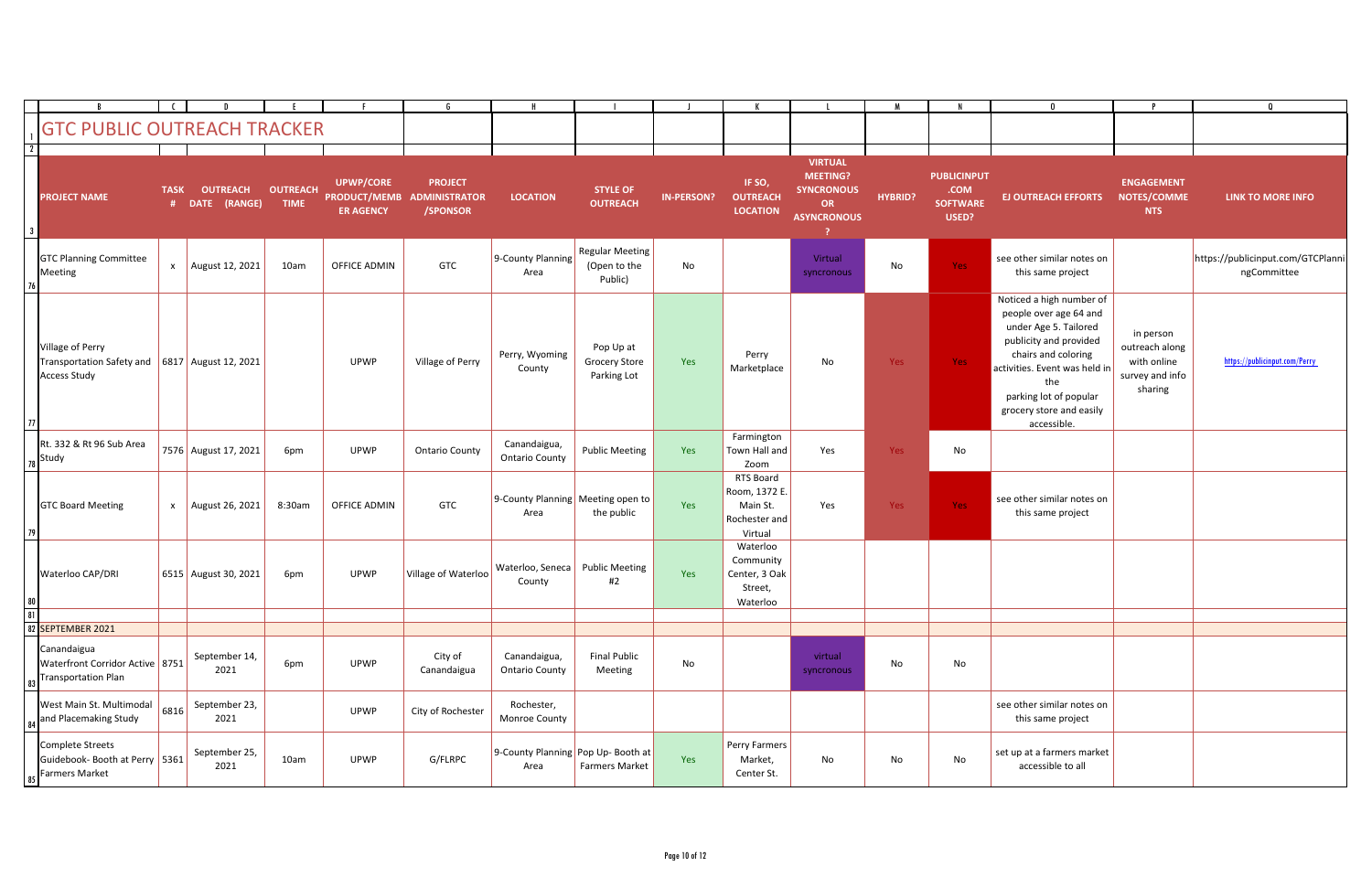# GTC PUBLIC OUTREACH TRACKER

| PROJECT NAME | TASK # | OUTREACH DATE (RANGE) | OUTREACH TIME | UPWP/CORE PRODUCT/MEMBER AGENCY | PROJECT ADMINISTRATOR /SPONSOR | LOCATION | STYLE OF OUTREACH | IN-PERSON? | IF SO, OUTREACH LOCATION | VIRTUAL MEETING? SYNCRONOUS OR ASYNCRONOUS? | HYBRID? | PUBLICINPUT.COM SOFTWARE USED? | EJ OUTREACH EFFORTS | ENGAGEMENT NOTES/COMMENTS | LINK TO MORE INFO |
|---|---|---|---|---|---|---|---|---|---|---|---|---|---|---|---|
| GTC Planning Committee Meeting | x | August 12, 2021 | 10am | OFFICE ADMIN | GTC | 9-County Planning Area | Regular Meeting (Open to the Public) | No | | Virtual syncronous | No | Yes | see other similar notes on this same project | | https://publicinput.com/GTCPlanningCommittee |
| Village of Perry Transportation Safety and Access Study | 6817 | August 12, 2021 | | UPWP | Village of Perry | Perry, Wyoming County | Pop Up at Grocery Store Parking Lot | Yes | Perry Marketplace | No | Yes | Yes | Noticed a high number of people over age 64 and under Age 5. Tailored publicity and provided chairs and coloring activities. Event was held in the parking lot of popular grocery store and easily accessible. | in person outreach along with online survey and info sharing | https://publicinput.com/Perry |
| Rt. 332 & Rt 96 Sub Area Study | 7576 | August 17, 2021 | 6pm | UPWP | Ontario County | Canandaigua, Ontario County | Public Meeting | Yes | Farmington Town Hall and Zoom | Yes | Yes | No | | | |
| GTC Board Meeting | x | August 26, 2021 | 8:30am | OFFICE ADMIN | GTC | 9-County Planning Area | Meeting open to the public | Yes | RTS Board Room, 1372 E. Main St. Rochester and Virtual | Yes | Yes | Yes | see other similar notes on this same project | | |
| Waterloo CAP/DRI | 6515 | August 30, 2021 | 6pm | UPWP | Village of Waterloo | Waterloo, Seneca County | Public Meeting #2 | Yes | Waterloo Community Center, 3 Oak Street, Waterloo | | | | | | |
| | | | | | | | | | | | | | | | |
| SEPTEMBER 2021 | | | | | | | | | | | | | | | |
| Canandaigua Waterfront Corridor Active Transportation Plan | 8751 | September 14, 2021 | 6pm | UPWP | City of Canandaigua | Canandaigua, Ontario County | Final Public Meeting | No | | virtual syncronous | No | No | | | |
| West Main St. Multimodal and Placemaking Study | 6816 | September 23, 2021 | | UPWP | City of Rochester | Rochester, Monroe County | | | | | | | see other similar notes on this same project | | |
| Complete Streets Guidebook- Booth at Perry Farmers Market | 5361 | September 25, 2021 | 10am | UPWP | G/FLRPC | 9-County Planning Area | Pop Up- Booth at Farmers Market | Yes | Perry Farmers Market, Center St. | No | No | No | set up at a farmers market accessible to all | | |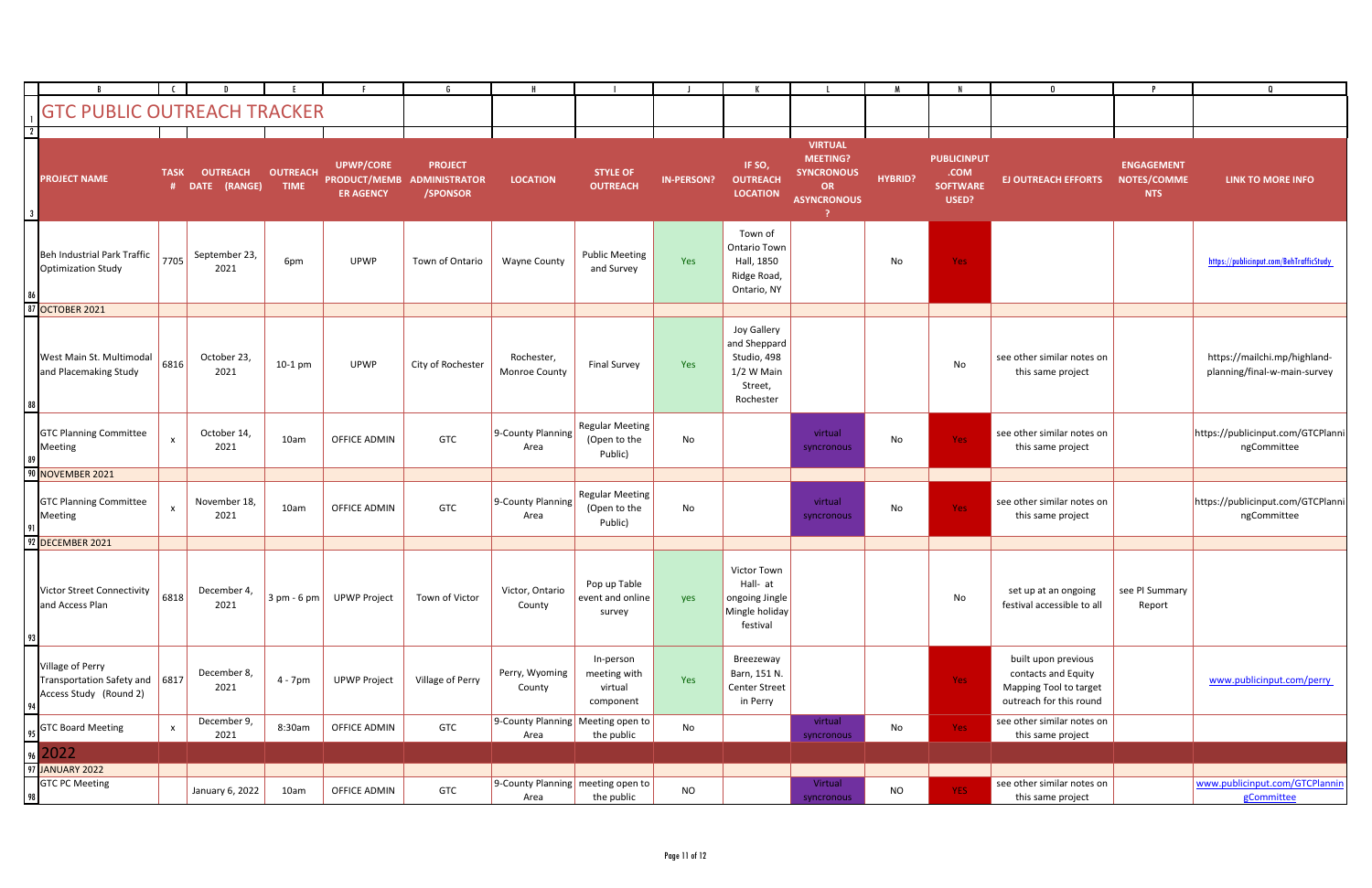# GTC PUBLIC OUTREACH TRACKER

| PROJECT NAME | TASK # | OUTREACH DATE (RANGE) | OUTREACH TIME | UPWP/CORE PRODUCT/MEMBER AGENCY | PROJECT ADMINISTRATOR /SPONSOR | LOCATION | STYLE OF OUTREACH | IN-PERSON? | IF SO, OUTREACH LOCATION | VIRTUAL MEETING? SYNCRONOUS OR ASYNCRONOUS ? | HYBRID? | PUBLICINPUT.COM SOFTWARE USED? | EJ OUTREACH EFFORTS | ENGAGEMENT NOTES/COMMENTS | LINK TO MORE INFO |
|---|---|---|---|---|---|---|---|---|---|---|---|---|---|---|---|
| Beh Industrial Park Traffic Optimization Study | 7705 | September 23, 2021 | 6pm | UPWP | Town of Ontario | Wayne County | Public Meeting and Survey | Yes | Town of Ontario Town Hall, 1850 Ridge Road, Ontario, NY | | No | Yes | | | https://publicinput.com/BehTrafficStudy |
| OCTOBER 2021 | | | | | | | | | | | | | | | |
| West Main St. Multimodal and Placemaking Study | 6816 | October 23, 2021 | 10-1 pm | UPWP | City of Rochester | Rochester, Monroe County | Final Survey | Yes | Joy Gallery and Sheppard Studio, 498 1/2 W Main Street, Rochester | | | No | see other similar notes on this same project | | https://mailchi.mp/highland-planning/final-w-main-survey |
| GTC Planning Committee Meeting | x | October 14, 2021 | 10am | OFFICE ADMIN | GTC | 9-County Planning Area | Regular Meeting (Open to the Public) | No | | virtual syncronous | No | Yes | see other similar notes on this same project | | https://publicinput.com/GTCPlanningCommittee |
| NOVEMBER 2021 | | | | | | | | | | | | | | | |
| GTC Planning Committee Meeting | x | November 18, 2021 | 10am | OFFICE ADMIN | GTC | 9-County Planning Area | Regular Meeting (Open to the Public) | No | | virtual syncronous | No | Yes | see other similar notes on this same project | | https://publicinput.com/GTCPlanningCommittee |
| DECEMBER 2021 | | | | | | | | | | | | | | | |
| Victor Street Connectivity and Access Plan | 6818 | December 4, 2021 | 3 pm - 6 pm | UPWP Project | Town of Victor | Victor, Ontario County | Pop up Table event and online survey | yes | Victor Town Hall- at ongoing Jingle Mingle holiday festival | | | No | set up at an ongoing festival accessible to all | see PI Summary Report | |
| Village of Perry Transportation Safety and Access Study (Round 2) | 6817 | December 8, 2021 | 4 - 7pm | UPWP Project | Village of Perry | Perry, Wyoming County | In-person meeting with virtual component | Yes | Breezeway Barn, 151 N. Center Street in Perry | | | Yes | built upon previous contacts and Equity Mapping Tool to target outreach for this round | | www.publicinput.com/perry |
| GTC Board Meeting | x | December 9, 2021 | 8:30am | OFFICE ADMIN | GTC | 9-County Planning Area | Meeting open to the public | No | | virtual syncronous | No | Yes | see other similar notes on this same project | | |
| 2022 | | | | | | | | | | | | | | | |
| JANUARY 2022 | | | | | | | | | | | | | | | |
| GTC PC Meeting | | January 6, 2022 | 10am | OFFICE ADMIN | GTC | 9-County Planning Area | meeting open to the public | NO | | Virtual syncronous | NO | YES | see other similar notes on this same project | | www.publicinput.com/GTCPlanningCommittee |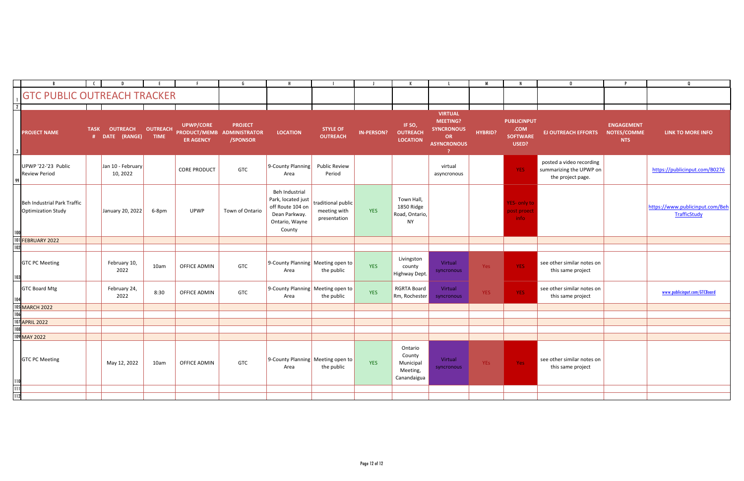# GTC PUBLIC OUTREACH TRACKER

| PROJECT NAME | TASK # | OUTREACH DATE (RANGE) | OUTREACH TIME | UPWP/CORE PRODUCT/MEMBER AGENCY | PROJECT ADMINISTRATOR /SPONSOR | LOCATION | STYLE OF OUTREACH | IN-PERSON? | IF SO, OUTREACH LOCATION | VIRTUAL MEETING? SYNCRONOUS OR ASYNCRONOUS ? | HYBRID? | PUBLICINPUT .COM SOFTWARE USED? | EJ OUTREACH EFFORTS | ENGAGEMENT NOTES/COMMENTS | LINK TO MORE INFO |
|---|---|---|---|---|---|---|---|---|---|---|---|---|---|---|---|
| UPWP '22-'23 Public Review Period | | Jan 10 - February 10, 2022 | | CORE PRODUCT | GTC | 9-County Planning Area | Public Review Period | | | virtual asyncronous | | YES | posted a video recording summarizing the UPWP on the project page. | | https://publicinput.com/B0276 |
| Beh Industrial Park Traffic Optimization Study | | January 20, 2022 | 6-8pm | UPWP | Town of Ontario | Beh Industrial Park, located just off Route 104 on Dean Parkway. Ontario, Wayne County | traditional public meeting with presentation | YES | Town Hall, 1850 Ridge Road, Ontario, NY | | | YES- only to post proect info | | | https://www.publicinput.com/BehTrafficStudy |
| FEBRUARY 2022 | | | | | | | | | | | | | | | |
| | | | | | | | | | | | | | | | |
| GTC PC Meeting | | February 10, 2022 | 10am | OFFICE ADMIN | GTC | 9-County Planning Area | Meeting open to the public | YES | Livingston county Highway Dept. | Virtual syncronous | Yes | YES | see other similar notes on this same project | | |
| GTC Board Mtg | | February 24, 2022 | 8:30 | OFFICE ADMIN | GTC | 9-County Planning Area | Meeting open to the public | YES | RGRTA Board Rm, Rochester | Virtual syncronous | YES | YES | see other similar notes on this same project | | www.publicinput.com/GTCBoard |
| MARCH 2022 | | | | | | | | | | | | | | | |
| | | | | | | | | | | | | | | | |
| APRIL 2022 | | | | | | | | | | | | | | | |
| | | | | | | | | | | | | | | | |
| MAY 2022 | | | | | | | | | | | | | | | |
| GTC PC Meeting | | May 12, 2022 | 10am | OFFICE ADMIN | GTC | 9-County Planning Area | Meeting open to the public | YES | Ontario County Municipal Meeting, Canandaigua | Virtual syncronous | YEs | Yes | see other similar notes on this same project | | |